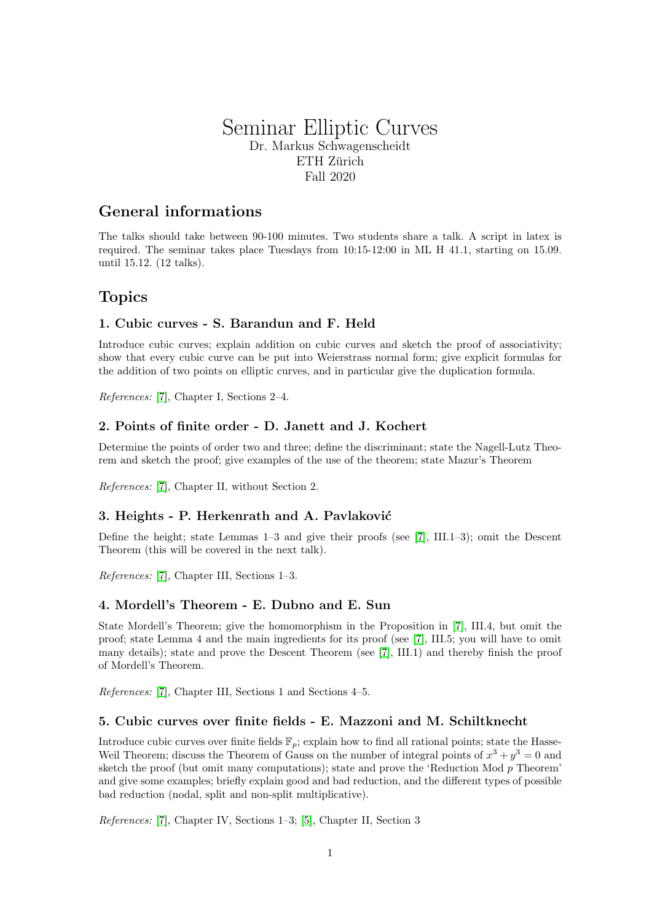# Seminar Elliptic Curves

Dr. Markus Schwagenscheidt
ETH Zürich
Fall 2020

## General informations

The talks should take between 90-100 minutes. Two students share a talk. A script in latex is required. The seminar takes place Tuesdays from 10:15-12:00 in ML H 41.1, starting on 15.09. until 15.12. (12 talks).

## Topics

### 1. Cubic curves - S. Barandun and F. Held

Introduce cubic curves; explain addition on cubic curves and sketch the proof of associativity; show that every cubic curve can be put into Weierstrass normal form; give explicit formulas for the addition of two points on elliptic curves, and in particular give the duplication formula.

*References:* [7], Chapter I, Sections 2–4.

### 2. Points of finite order - D. Janett and J. Kochert

Determine the points of order two and three; define the discriminant; state the Nagell-Lutz Theorem and sketch the proof; give examples of the use of the theorem; state Mazur's Theorem

*References:* [7], Chapter II, without Section 2.

### 3. Heights - P. Herkenrath and A. Pavlaković

Define the height; state Lemmas 1–3 and give their proofs (see [7], III.1–3); omit the Descent Theorem (this will be covered in the next talk).

*References:* [7], Chapter III, Sections 1–3.

### 4. Mordell's Theorem - E. Dubno and E. Sun

State Mordell's Theorem; give the homomorphism in the Proposition in [7], III.4, but omit the proof; state Lemma 4 and the main ingredients for its proof (see [7], III.5; you will have to omit many details); state and prove the Descent Theorem (see [7], III.1) and thereby finish the proof of Mordell's Theorem.

*References:* [7], Chapter III, Sections 1 and Sections 4–5.

### 5. Cubic curves over finite fields - E. Mazzoni and M. Schiltknecht

Introduce cubic curves over finite fields $\mathbb{F}_p$; explain how to find all rational points; state the Hasse-Weil Theorem; discuss the Theorem of Gauss on the number of integral points of $x^3 + y^3 = 0$ and sketch the proof (but omit many computations); state and prove the 'Reduction Mod $p$ Theorem' and give some examples; briefly explain good and bad reduction, and the different types of possible bad reduction (nodal, split and non-split multiplicative).

*References:* [7], Chapter IV, Sections 1–3; [5], Chapter II, Section 3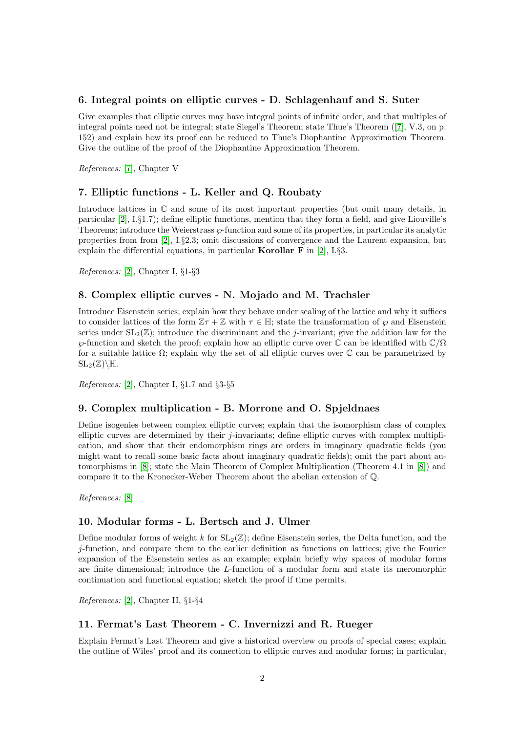### 6. Integral points on elliptic curves - D. Schlagenhauf and S. Suter

Give examples that elliptic curves may have integral points of infinite order, and that multiples of integral points need not be integral; state Siegel's Theorem; state Thue's Theorem ([7], V.3, on p. 152) and explain how its proof can be reduced to Thue's Diophantine Approximation Theorem. Give the outline of the proof of the Diophantine Approximation Theorem.

*References:* [7], Chapter V

### 7. Elliptic functions - L. Keller and Q. Roubaty

Introduce lattices in $\mathbb{C}$ and some of its most important properties (but omit many details, in particular [2], I.§1.7); define elliptic functions, mention that they form a field, and give Liouville's Theorems; introduce the Weierstrass $\wp$-function and some of its properties, in particular its analytic properties from from [2], I.§2.3; omit discussions of convergence and the Laurent expansion, but explain the differential equations, in particular **Korollar F** in [2], I.§3.

*References:* [2], Chapter I, §1-§3

### 8. Complex elliptic curves - N. Mojado and M. Trachsler

Introduce Eisenstein series; explain how they behave under scaling of the lattice and why it suffices to consider lattices of the form $\mathbb{Z}\tau + \mathbb{Z}$ with $\tau \in \mathbb{H}$; state the transformation of $\wp$ and Eisenstein series under $\mathrm{SL}_2(\mathbb{Z})$; introduce the discriminant and the $j$-invariant; give the addition law for the $\wp$-function and sketch the proof; explain how an elliptic curve over $\mathbb{C}$ can be identified with $\mathbb{C}/\Omega$ for a suitable lattice $\Omega$; explain why the set of all elliptic curves over $\mathbb{C}$ can be parametrized by $\mathrm{SL}_2(\mathbb{Z})\backslash\mathbb{H}$.

*References:* [2], Chapter I, §1.7 and §3-§5

### 9. Complex multiplication - B. Morrone and O. Spjeldnaes

Define isogenies between complex elliptic curves; explain that the isomorphism class of complex elliptic curves are determined by their $j$-invariants; define elliptic curves with complex multiplication, and show that their endomorphism rings are orders in imaginary quadratic fields (you might want to recall some basic facts about imaginary quadratic fields); omit the part about automorphisms in [8]; state the Main Theorem of Complex Multiplication (Theorem 4.1 in [8]) and compare it to the Kronecker-Weber Theorem about the abelian extension of $\mathbb{Q}$.

*References:* [8]

### 10. Modular forms - L. Bertsch and J. Ulmer

Define modular forms of weight $k$ for $\mathrm{SL}_2(\mathbb{Z})$; define Eisenstein series, the Delta function, and the $j$-function, and compare them to the earlier definition as functions on lattices; give the Fourier expansion of the Eisenstein series as an example; explain briefly why spaces of modular forms are finite dimensional; introduce the $L$-function of a modular form and state its meromorphic continuation and functional equation; sketch the proof if time permits.

*References:* [2], Chapter II, §1-§4

### 11. Fermat's Last Theorem - C. Invernizzi and R. Rueger

Explain Fermat's Last Theorem and give a historical overview on proofs of special cases; explain the outline of Wiles' proof and its connection to elliptic curves and modular forms; in particular,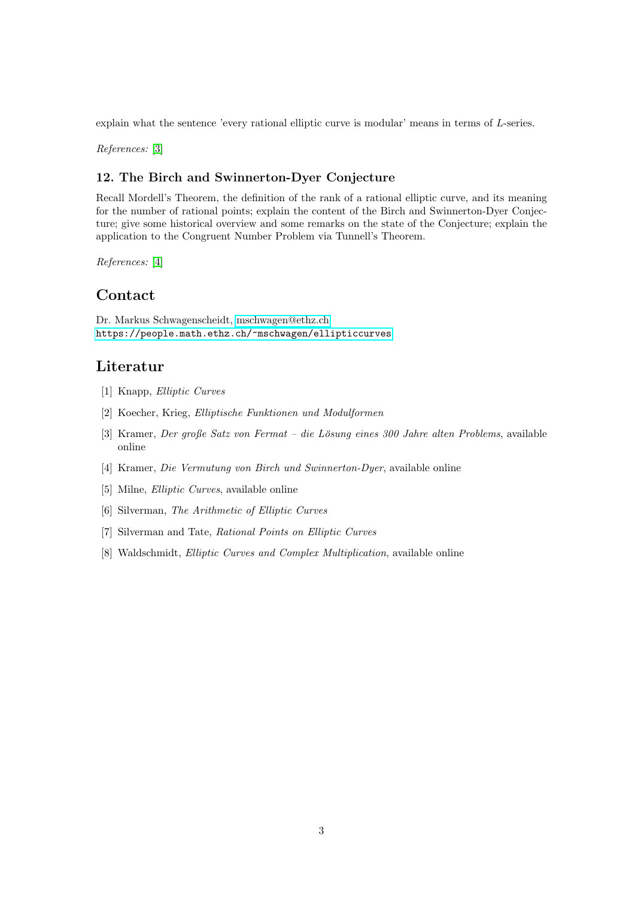explain what the sentence 'every rational elliptic curve is modular' means in terms of $L$-series.

*References:* [3]

### 12. The Birch and Swinnerton-Dyer Conjecture

Recall Mordell's Theorem, the definition of the rank of a rational elliptic curve, and its meaning for the number of rational points; explain the content of the Birch and Swinnerton-Dyer Conjecture; give some historical overview and some remarks on the state of the Conjecture; explain the application to the Congruent Number Problem via Tunnell's Theorem.

*References:* [4]

## Contact

Dr. Markus Schwagenscheidt, mschwagen@ethz.ch
https://people.math.ethz.ch/~mschwagen/ellipticcurves

## Literatur

[1] Knapp, *Elliptic Curves*

[2] Koecher, Krieg, *Elliptische Funktionen und Modulformen*

[3] Kramer, *Der große Satz von Fermat – die Lösung eines 300 Jahre alten Problems*, available online

[4] Kramer, *Die Vermutung von Birch und Swinnerton-Dyer*, available online

[5] Milne, *Elliptic Curves*, available online

[6] Silverman, *The Arithmetic of Elliptic Curves*

[7] Silverman and Tate, *Rational Points on Elliptic Curves*

[8] Waldschmidt, *Elliptic Curves and Complex Multiplication*, available online